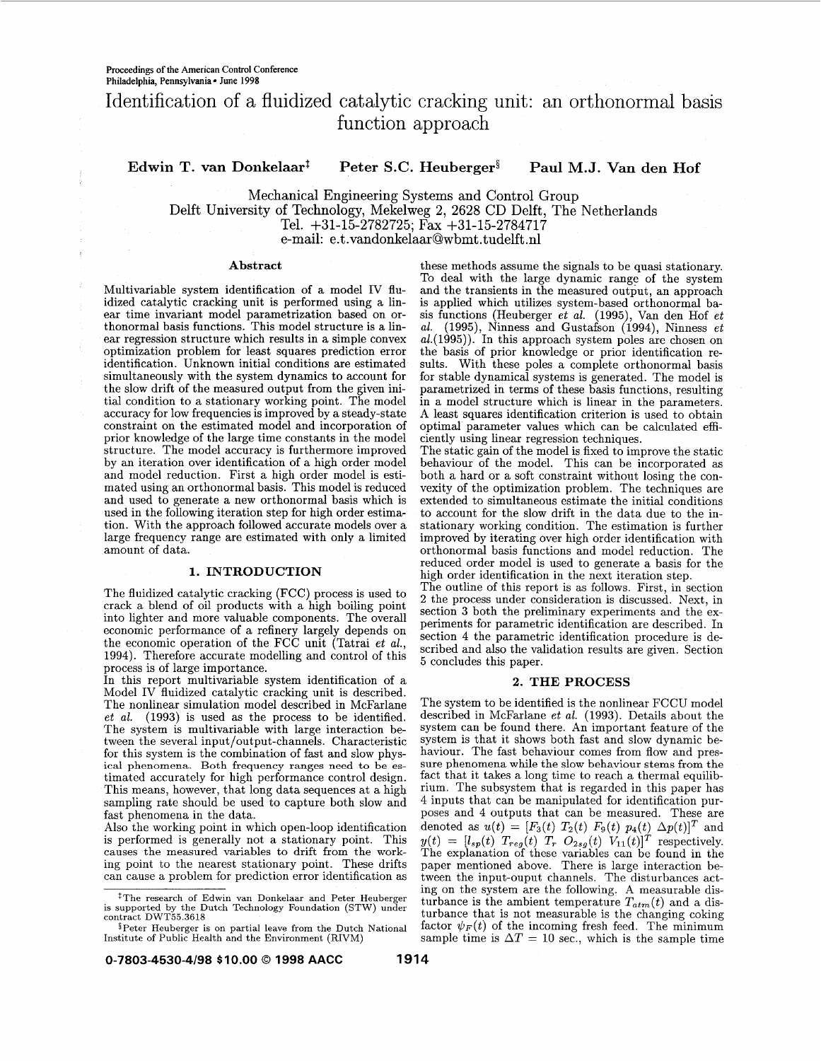# Identification of a fluidized catalytic cracking unit: an orthonormal basis function approach

**Edwin T. van Donkelaar**[‡] **Peter S.C. Heuberger**[§] **Paul M.J. Van den Hof**

Mechanical Engineering Systems and Control Group
Delft University of Technology, Mekelweg 2, 2628 CD Delft, The Netherlands
Tel. +31-15-2782725; Fax +31-15-2784717
e-mail: e.t.vandonkelaar@wbmt.tudelft.nl

### Abstract

Multivariable system identification of a model IV fluidized catalytic cracking unit is performed using a linear time invariant model parametrization based on orthonormal basis functions. This model structure is a linear regression structure which results in a simple convex optimization problem for least squares prediction error identification. Unknown initial conditions are estimated simultaneously with the system dynamics to account for the slow drift of the measured output from the given initial condition to a stationary working point. The model accuracy for low frequencies is improved by a steady-state constraint on the estimated model and incorporation of prior knowledge of the large time constants in the model structure. The model accuracy is furthermore improved by an iteration over identification of a high order model and model reduction. First a high order model is estimated using an orthonormal basis. This model is reduced and used to generate a new orthonormal basis which is used in the following iteration step for high order estimation. With the approach followed accurate models over a large frequency range are estimated with only a limited amount of data.

## 1. INTRODUCTION

The fluidized catalytic cracking (FCC) process is used to crack a blend of oil products with a high boiling point into lighter and more valuable components. The overall economic performance of a refinery largely depends on the economic operation of the FCC unit (Tatrai *et al.*, 1994). Therefore accurate modelling and control of this process is of large importance.

In this report multivariable system identification of a Model IV fluidized catalytic cracking unit is described. The nonlinear simulation model described in McFarlane *et al.* (1993) is used as the process to be identified. The system is multivariable with large interaction between the several input/output-channels. Characteristic for this system is the combination of fast and slow physical phenomena. Both frequency ranges need to be estimated accurately for high performance control design. This means, however, that long data sequences at a high sampling rate should be used to capture both slow and fast phenomena in the data.

Also the working point in which open-loop identification is performed is generally not a stationary point. This causes the measured variables to drift from the working point to the nearest stationary point. These drifts can cause a problem for prediction error identification as these methods assume the signals to be quasi stationary. To deal with the large dynamic range of the system and the transients in the measured output, an approach is applied which utilizes system-based orthonormal basis functions (Heuberger *et al.* (1995), Van den Hof *et al.* (1995), Ninness and Gustafson (1994), Ninness *et al.*(1995)). In this approach system poles are chosen on the basis of prior knowledge or prior identification results. With these poles a complete orthonormal basis for stable dynamical systems is generated. The model is parametrized in terms of these basis functions, resulting in a model structure which is linear in the parameters. A least squares identification criterion is used to obtain optimal parameter values which can be calculated efficiently using linear regression techniques.

The static gain of the model is fixed to improve the static behaviour of the model. This can be incorporated as both a hard or a soft constraint without losing the convexity of the optimization problem. The techniques are extended to simultaneous estimate the initial conditions to account for the slow drift in the data due to the instationary working condition. The estimation is further improved by iterating over high order identification with orthonormal basis functions and model reduction. The reduced order model is used to generate a basis for the high order identification in the next iteration step.

The outline of this report is as follows. First, in section 2 the process under consideration is discussed. Next, in section 3 both the preliminary experiments and the experiments for parametric identification are described. In section 4 the parametric identification procedure is described and also the validation results are given. Section 5 concludes this paper.

## 2. THE PROCESS

The system to be identified is the nonlinear FCCU model described in McFarlane *et al.* (1993). Details about the system can be found there. An important feature of the system is that it shows both fast and slow dynamic behaviour. The fast behaviour comes from flow and pressure phenomena while the slow behaviour stems from the fact that it takes a long time to reach a thermal equilibrium. The subsystem that is regarded in this paper has 4 inputs that can be manipulated for identification purposes and 4 outputs that can be measured. These are denoted as $u(t) = [F_3(t)\ T_2(t)\ F_9(t)\ p_4(t)\ \Delta p(t)]^T$ and $y(t) = [l_{sp}(t)\ T_{reg}(t)\ T_r\ O_{2sg}(t)\ V_{11}(t)]^T$ respectively. The explanation of these variables can be found in the paper mentioned above. There is large interaction between the input-ouput channels. The disturbances acting on the system are the following. A measurable disturbance is the ambient temperature $T_{atm}(t)$ and a disturbance that is not measurable is the changing coking factor $\psi_F(t)$ of the incoming fresh feed. The minimum sample time is $\Delta T = 10$ sec., which is the sample time

---

[‡] The research of Edwin van Donkelaar and Peter Heuberger is supported by the Dutch Technology Foundation (STW) under contract DWT55.3618

[§] Peter Heuberger is on partial leave from the Dutch National Institute of Public Health and the Environment (RIVM)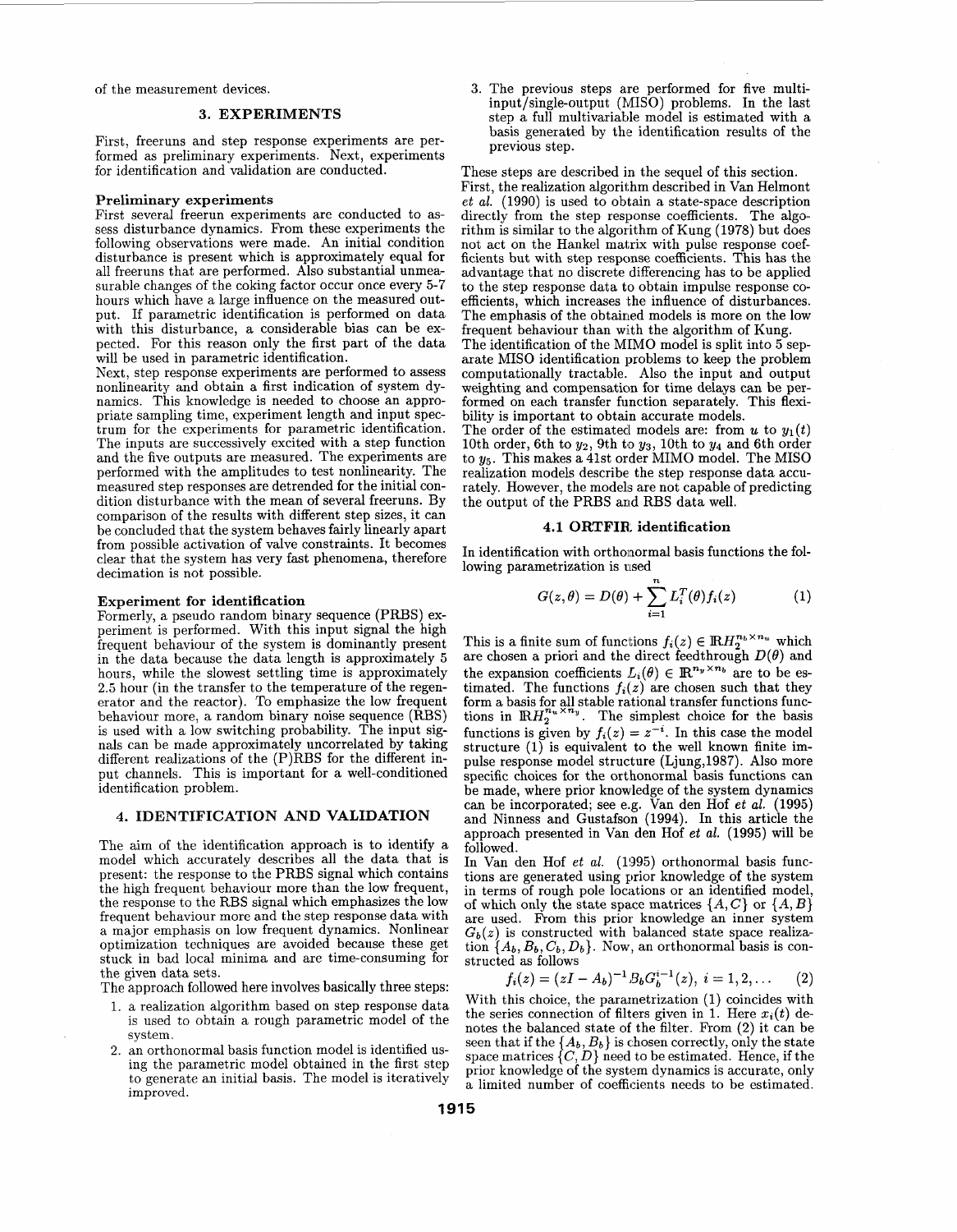of the measurement devices.

## 3. EXPERIMENTS

First, freeruns and step response experiments are performed as preliminary experiments. Next, experiments for identification and validation are conducted.

**Preliminary experiments**

First several freerun experiments are conducted to assess disturbance dynamics. From these experiments the following observations were made. An initial condition disturbance is present which is approximately equal for all freeruns that are performed. Also substantial unmeasurable changes of the coking factor occur once every 5-7 hours which have a large influence on the measured output. If parametric identification is performed on data with this disturbance, a considerable bias can be expected. For this reason only the first part of the data will be used in parametric identification.

Next, step response experiments are performed to assess nonlinearity and obtain a first indication of system dynamics. This knowledge is needed to choose an appropriate sampling time, experiment length and input spectrum for the experiments for parametric identification. The inputs are successively excited with a step function and the five outputs are measured. The experiments are performed with the amplitudes to test nonlinearity. The measured step responses are detrended for the initial condition disturbance with the mean of several freeruns. By comparison of the results with different step sizes, it can be concluded that the system behaves fairly linearly apart from possible activation of valve constraints. It becomes clear that the system has very fast phenomena, therefore decimation is not possible.

**Experiment for identification**

Formerly, a pseudo random binary sequence (PRBS) experiment is performed. With this input signal the high frequent behaviour of the system is dominantly present in the data because the data length is approximately 5 hours, while the slowest settling time is approximately 2.5 hour (in the transfer to the temperature of the regenerator and the reactor). To emphasize the low frequent behaviour more, a random binary noise sequence (RBS) is used with a low switching probability. The input signals can be made approximately uncorrelated by taking different realizations of the (P)RBS for the different input channels. This is important for a well-conditioned identification problem.

## 4. IDENTIFICATION AND VALIDATION

The aim of the identification approach is to identify a model which accurately describes all the data that is present: the response to the PRBS signal which contains the high frequent behaviour more than the low frequent, the response to the RBS signal which emphasizes the low frequent behaviour more and the step response data with a major emphasis on low frequent dynamics. Nonlinear optimization techniques are avoided because these get stuck in bad local minima and are time-consuming for the given data sets.

The approach followed here involves basically three steps:

1. a realization algorithm based on step response data is used to obtain a rough parametric model of the system.
2. an orthonormal basis function model is identified using the parametric model obtained in the first step to generate an initial basis. The model is iteratively improved.
3. The previous steps are performed for five multi-input/single-output (MISO) problems. In the last step a full multivariable model is estimated with a basis generated by the identification results of the previous step.

These steps are described in the sequel of this section.

First, the realization algorithm described in Van Helmont *et al.* (1990) is used to obtain a state-space description directly from the step response coefficients. The algorithm is similar to the algorithm of Kung (1978) but does not act on the Hankel matrix with pulse response coefficients but with step response coefficients. This has the advantage that no discrete differencing has to be applied to the step response data to obtain impulse response coefficients, which increases the influence of disturbances. The emphasis of the obtained models is more on the low frequent behaviour than with the algorithm of Kung.

The identification of the MIMO model is split into 5 separate MISO identification problems to keep the problem computationally tractable. Also the input and output weighting and compensation for time delays can be performed on each transfer function separately. This flexibility is important to obtain accurate models.

The order of the estimated models are: from $u$ to $y_1(t)$ 10th order, 6th to $y_2$, 9th to $y_3$, 10th to $y_4$ and 6th order to $y_5$. This makes a 41st order MIMO model. The MISO realization models describe the step response data accurately. However, the models are not capable of predicting the output of the PRBS and RBS data well.

### 4.1 ORTFIR identification

In identification with orthonormal basis functions the following parametrization is used

$$G(z, \theta) = D(\theta) + \sum_{i=1}^{n} L_i^T(\theta) f_i(z) \tag{1}$$

This is a finite sum of functions $f_i(z) \in \mathbb{R}H_2^{n_b \times n_u}$ which are chosen a priori and the direct feedthrough $D(\theta)$ and the expansion coefficients $L_i(\theta) \in \mathbb{R}^{n_y \times n_b}$ are to be estimated. The functions $f_i(z)$ are chosen such that they form a basis for all stable rational transfer functions functions in $\mathbb{R}H_2^{n_u \times n_y}$. The simplest choice for the basis functions is given by $f_i(z) = z^{-i}$. In this case the model structure (1) is equivalent to the well known finite impulse response model structure (Ljung,1987). Also more specific choices for the orthonormal basis functions can be made, where prior knowledge of the system dynamics can be incorporated; see e.g. Van den Hof *et al.* (1995) and Ninness and Gustafson (1994). In this article the approach presented in Van den Hof *et al.* (1995) will be followed.

In Van den Hof *et al.* (1995) orthonormal basis functions are generated using prior knowledge of the system in terms of rough pole locations or an identified model, of which only the state space matrices $\{A, C\}$ or $\{A, B\}$ are used. From this prior knowledge an inner system $G_b(z)$ is constructed with balanced state space realization $\{A_b, B_b, C_b, D_b\}$. Now, an orthonormal basis is constructed as follows

$$f_i(z) = (zI - A_b)^{-1} B_b G_b^{i-1}(z),\ i = 1, 2, \ldots \tag{2}$$

With this choice, the parametrization (1) coincides with the series connection of filters given in 1. Here $x_i(t)$ denotes the balanced state of the filter. From (2) it can be seen that if the $\{A_b, B_b\}$ is chosen correctly, only the state space matrices $\{C, D\}$ need to be estimated. Hence, if the prior knowledge of the system dynamics is accurate, only a limited number of coefficients needs to be estimated.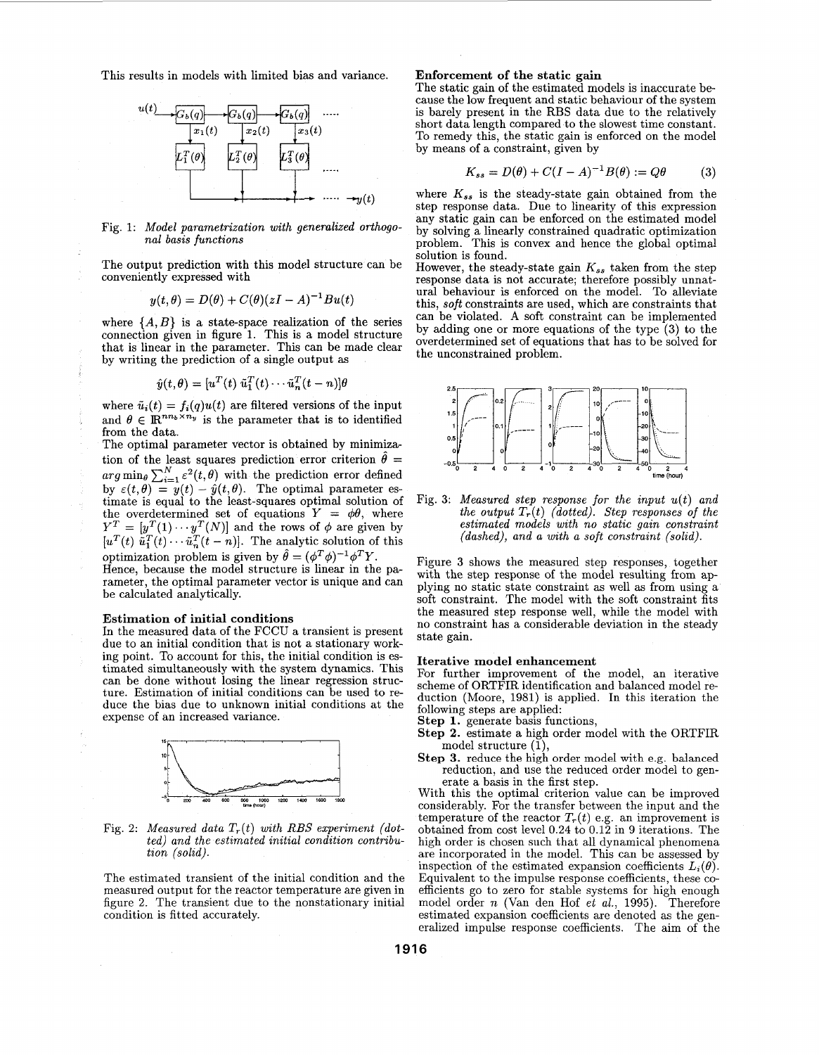This results in models with limited bias and variance.

Fig. 1: *Model parametrization with generalized orthogonal basis functions*

The output prediction with this model structure can be conveniently expressed with

$$y(t, \theta) = D(\theta) + C(\theta)(zI - A)^{-1}Bu(t)$$

where $\{A, B\}$ is a state-space realization of the series connection given in figure 1. This is a model structure that is linear in the parameter. This can be made clear by writing the prediction of a single output as

$$\hat{y}(t, \theta) = [u^T(t)\ \tilde{u}_1^T(t) \cdots \tilde{u}_n^T(t-n)]\theta$$

where $\tilde{u}_i(t) = f_i(q)u(t)$ are filtered versions of the input and $\theta \in \mathbb{R}^{nn_b \times n_y}$ is the parameter that is to identified from the data.

The optimal parameter vector is obtained by minimization of the least squares prediction error criterion $\hat{\theta} = arg \min_\theta \sum_{i=1}^{N} \varepsilon^2(t, \theta)$ with the prediction error defined by $\varepsilon(t, \theta) = y(t) - \hat{y}(t, \theta)$. The optimal parameter estimate is equal to the least-squares optimal solution of the overdetermined set of equations $Y = \phi\theta$, where $Y^T = [y^T(1) \cdots y^T(N)]$ and the rows of $\phi$ are given by $[u^T(t)\ \tilde{u}_1^T(t) \cdots \tilde{u}_n^T(t-n)]$. The analytic solution of this optimization problem is given by $\hat{\theta} = (\phi^T\phi)^{-1}\phi^T Y$.

Hence, because the model structure is linear in the parameter, the optimal parameter vector is unique and can be calculated analytically.

### Estimation of initial conditions

In the measured data of the FCCU a transient is present due to an initial condition that is not a stationary working point. To account for this, the initial condition is estimated simultaneously with the system dynamics. This can be done without losing the linear regression structure. Estimation of initial conditions can be used to reduce the bias due to unknown initial conditions at the expense of an increased variance.

Fig. 2: *Measured data $T_r(t)$ with RBS experiment (dotted) and the estimated initial condition contribution (solid).*

The estimated transient of the initial condition and the measured output for the reactor temperature are given in figure 2. The transient due to the nonstationary initial condition is fitted accurately.

### Enforcement of the static gain

The static gain of the estimated models is inaccurate because the low frequent and static behaviour of the system is barely present in the RBS data due to the relatively short data length compared to the slowest time constant. To remedy this, the static gain is enforced on the model by means of a constraint, given by

$$K_{ss} = D(\theta) + C(I - A)^{-1}B(\theta) := Q\theta \tag{3}$$

where $K_{ss}$ is the steady-state gain obtained from the step response data. Due to linearity of this expression any static gain can be enforced on the estimated model by solving a linearly constrained quadratic optimization problem. This is convex and hence the global optimal solution is found.

However, the steady-state gain $K_{ss}$ taken from the step response data is not accurate; therefore possibly unnatural behaviour is enforced on the model. To alleviate this, *soft* constraints are used, which are constraints that can be violated. A soft constraint can be implemented by adding one or more equations of the type (3) to the overdetermined set of equations that has to be solved for the unconstrained problem.

Fig. 3: *Measured step response for the input $u(t)$ and the output $T_r(t)$ (dotted). Step responses of the estimated models with no static gain constraint (dashed), and a with a soft constraint (solid).*

Figure 3 shows the measured step responses, together with the step response of the model resulting from applying no static state constraint as well as from using a soft constraint. The model with the soft constraint fits the measured step response well, while the model with no constraint has a considerable deviation in the steady state gain.

### Iterative model enhancement

For further improvement of the model, an iterative scheme of ORTFIR identification and balanced model reduction (Moore, 1981) is applied. In this iteration the following steps are applied:

**Step 1.** generate basis functions,

**Step 2.** estimate a high order model with the ORTFIR model structure (1),

**Step 3.** reduce the high order model with e.g. balanced reduction, and use the reduced order model to generate a basis in the first step.

With this the optimal criterion value can be improved considerably. For the transfer between the input and the temperature of the reactor $T_r(t)$ e.g. an improvement is obtained from cost level 0.24 to 0.12 in 9 iterations. The high order is chosen such that all dynamical phenomena are incorporated in the model. This can be assessed by inspection of the estimated expansion coefficients $L_i(\theta)$. Equivalent to the impulse response coefficients, these coefficients go to zero for stable systems for high enough model order $n$ (Van den Hof *et al.*, 1995). Therefore estimated expansion coefficients are denoted as the generalized impulse response coefficients. The aim of the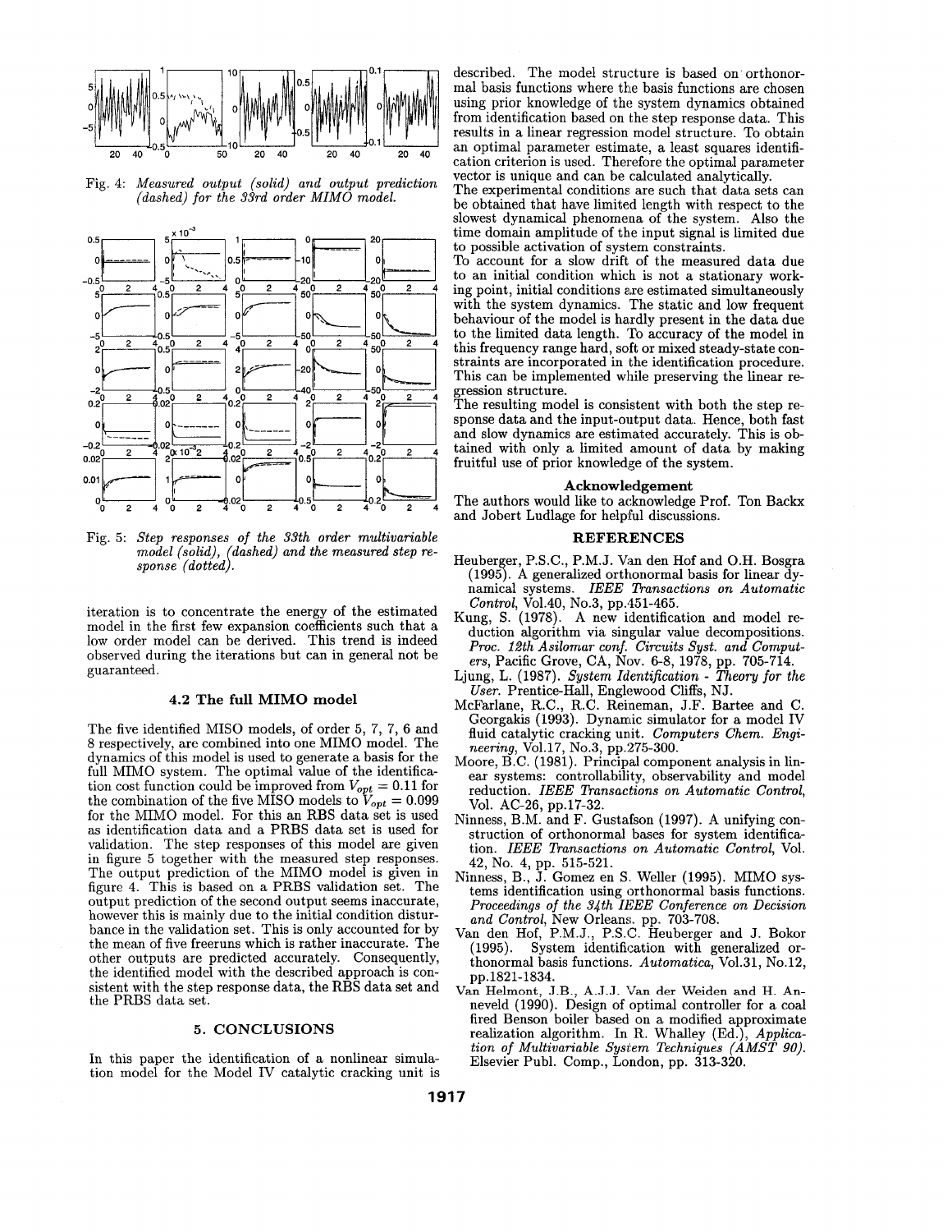1
0.5
0
-0.5
20 40 0 50 20 40 20 40 20 40

Fig. 4: *Measured output (solid) and output prediction (dashed) for the 33rd order MIMO model.*

Fig. 5: *Step responses of the 33th order multivariable model (solid), (dashed) and the measured step response (dotted).*

iteration is to concentrate the energy of the estimated model in the first few expansion coefficients such that a low order model can be derived. This trend is indeed observed during the iterations but can in general not be guaranteed.

### 4.2 The full MIMO model

The five identified MISO models, of order 5, 7, 7, 6 and 8 respectively, are combined into one MIMO model. The dynamics of this model is used to generate a basis for the full MIMO system. The optimal value of the identification cost function could be improved from $V_{opt} = 0.11$ for the combination of the five MISO models to $V_{opt} = 0.099$ for the MIMO model. For this an RBS data set is used as identification data and a PRBS data set is used for validation. The step responses of this model are given in figure 5 together with the measured step responses. The output prediction of the MIMO model is given in figure 4. This is based on a PRBS validation set. The output prediction of the second output seems inaccurate, however this is mainly due to the initial condition disturbance in the validation set. This is only accounted for by the mean of five freeruns which is rather inaccurate. The other outputs are predicted accurately. Consequently, the identified model with the described approach is consistent with the step response data, the RBS data set and the PRBS data set.

## 5. CONCLUSIONS

In this paper the identification of a nonlinear simulation model for the Model IV catalytic cracking unit is described. The model structure is based on orthonormal basis functions where the basis functions are chosen using prior knowledge of the system dynamics obtained from identification based on the step response data. This results in a linear regression model structure. To obtain an optimal parameter estimate, a least squares identification criterion is used. Therefore the optimal parameter vector is unique and can be calculated analytically.

The experimental conditions are such that data sets can be obtained that have limited length with respect to the slowest dynamical phenomena of the system. Also the time domain amplitude of the input signal is limited due to possible activation of system constraints.

To account for a slow drift of the measured data due to an initial condition which is not a stationary working point, initial conditions are estimated simultaneously with the system dynamics. The static and low frequent behaviour of the model is hardly present in the data due to the limited data length. To accuracy of the model in this frequency range hard, soft or mixed steady-state constraints are incorporated in the identification procedure. This can be implemented while preserving the linear regression structure.

The resulting model is consistent with both the step response data and the input-output data. Hence, both fast and slow dynamics are estimated accurately. This is obtained with only a limited amount of data by making fruitful use of prior knowledge of the system.

### Acknowledgement

The authors would like to acknowledge Prof. Ton Backx and Jobert Ludlage for helpful discussions.

## REFERENCES

Heuberger, P.S.C., P.M.J. Van den Hof and O.H. Bosgra (1995). A generalized orthonormal basis for linear dynamical systems. *IEEE Transactions on Automatic Control*, Vol.40, No.3, pp.451-465.

Kung, S. (1978). A new identification and model reduction algorithm via singular value decompositions. *Proc. 12th Asilomar conf. Circuits Syst. and Computers*, Pacific Grove, CA, Nov. 6-8, 1978, pp. 705-714.

Ljung, L. (1987). *System Identification - Theory for the User.* Prentice-Hall, Englewood Cliffs, NJ.

McFarlane, R.C., R.C. Reineman, J.F. Bartee and C. Georgakis (1993). Dynamic simulator for a model IV fluid catalytic cracking unit. *Computers Chem. Engineering*, Vol.17, No.3, pp.275-300.

Moore, B.C. (1981). Principal component analysis in linear systems: controllability, observability and model reduction. *IEEE Transactions on Automatic Control*, Vol. AC-26, pp.17-32.

Ninness, B.M. and F. Gustafson (1997). A unifying construction of orthonormal bases for system identification. *IEEE Transactions on Automatic Control*, Vol. 42, No. 4, pp. 515-521.

Ninness, B., J. Gomez en S. Weller (1995). MIMO systems identification using orthonormal basis functions. *Proceedings of the 34th IEEE Conference on Decision and Control*, New Orleans. pp. 703-708.

Van den Hof, P.M.J., P.S.C. Heuberger and J. Bokor (1995). System identification with generalized orthonormal basis functions. *Automatica*, Vol.31, No.12, pp.1821-1834.

Van Helmont, J.B., A.J.J. Van der Weiden and H. Anneveld (1990). Design of optimal controller for a coal fired Benson boiler based on a modified approximate realization algorithm. In R. Whalley (Ed.), *Application of Multivariable System Techniques (AMST 90).* Elsevier Publ. Comp., London, pp. 313-320.